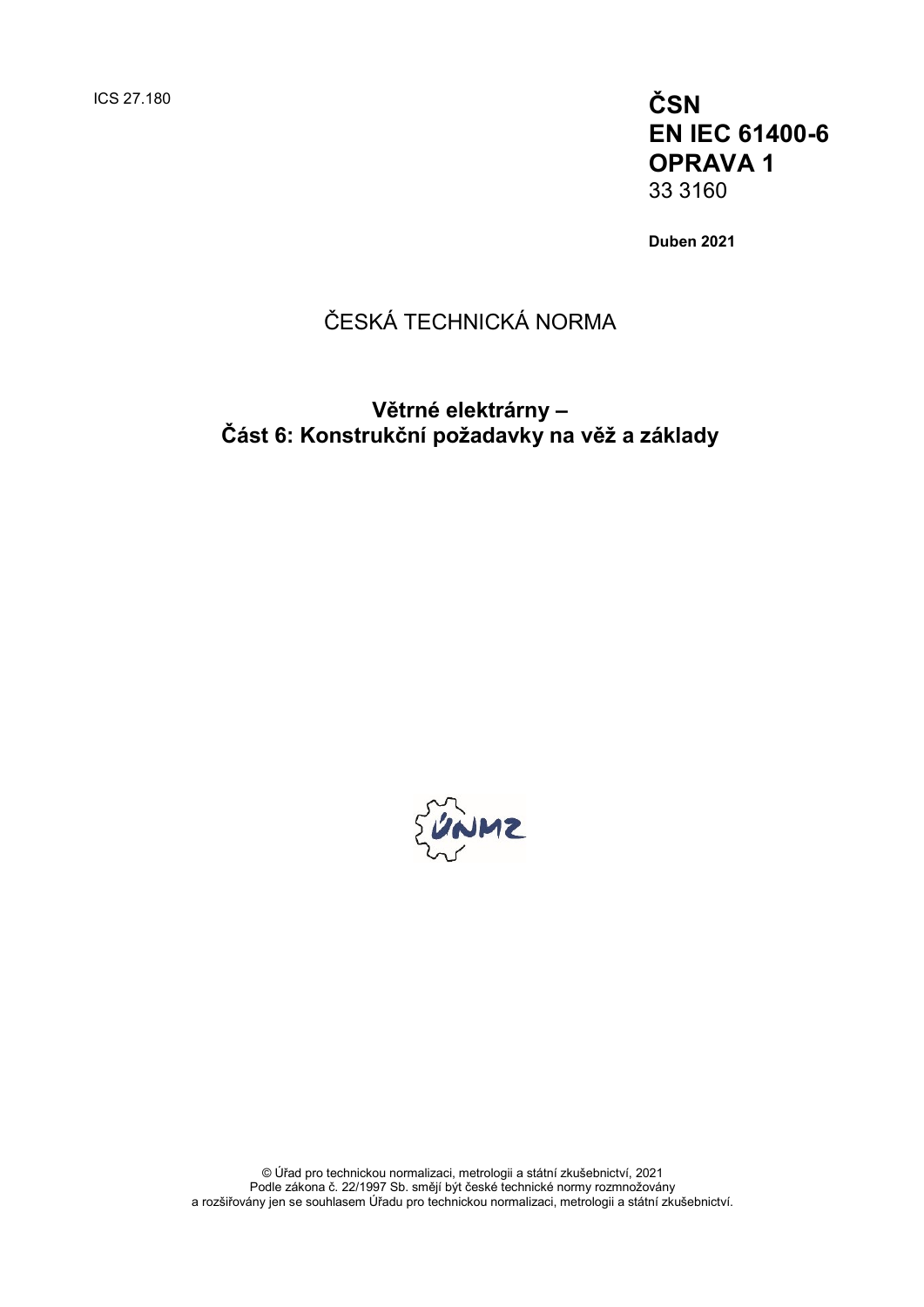ICS 27.180

**ČSN**
**EN IEC 61400-6**
**OPRAVA 1**
33 3160

**Duben 2021**

ČESKÁ TECHNICKÁ NORMA

## Větrné elektrárny –
## Část 6: Konstrukční požadavky na věž a základy

© Úřad pro technickou normalizaci, metrologii a státní zkušebnictví, 2021
Podle zákona č. 22/1997 Sb. smějí být české technické normy rozmnožovány
a rozšiřovány jen se souhlasem Úřadu pro technickou normalizaci, metrologii a státní zkušebnictví.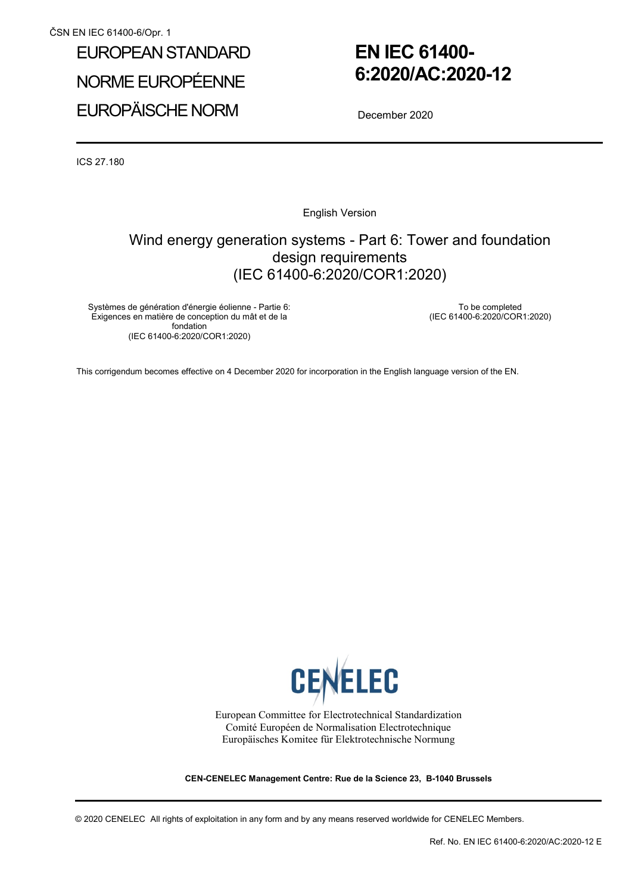ČSN EN IEC 61400-6/Opr. 1

# EUROPEAN STANDARD
# NORME EUROPÉENNE
# EUROPÄISCHE NORM

# EN IEC 61400-6:2020/AC:2020-12

December 2020

ICS 27.180

English Version

## Wind energy generation systems - Part 6: Tower and foundation design requirements (IEC 61400-6:2020/COR1:2020)

Systèmes de génération d'énergie éolienne - Partie 6: Exigences en matière de conception du mât et de la fondation
(IEC 61400-6:2020/COR1:2020)

To be completed
(IEC 61400-6:2020/COR1:2020)

This corrigendum becomes effective on 4 December 2020 for incorporation in the English language version of the EN.

European Committee for Electrotechnical Standardization
Comité Européen de Normalisation Electrotechnique
Europäisches Komitee für Elektrotechnische Normung

**CEN-CENELEC Management Centre: Rue de la Science 23, B-1040 Brussels**

© 2020 CENELEC All rights of exploitation in any form and by any means reserved worldwide for CENELEC Members.

Ref. No. EN IEC 61400-6:2020/AC:2020-12 E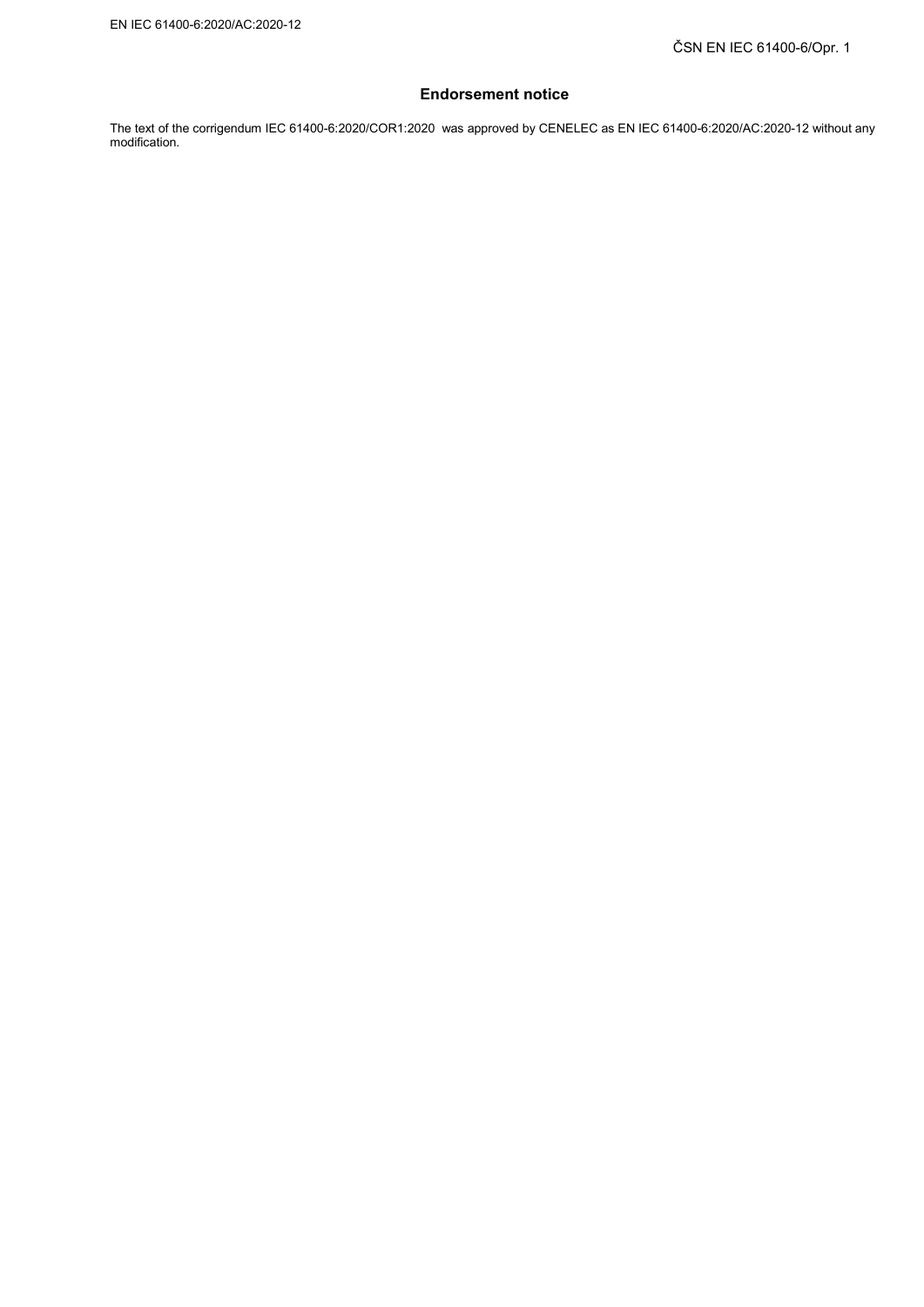## Endorsement notice

The text of the corrigendum IEC 61400-6:2020/COR1:2020 was approved by CENELEC as EN IEC 61400-6:2020/AC:2020-12 without any modification.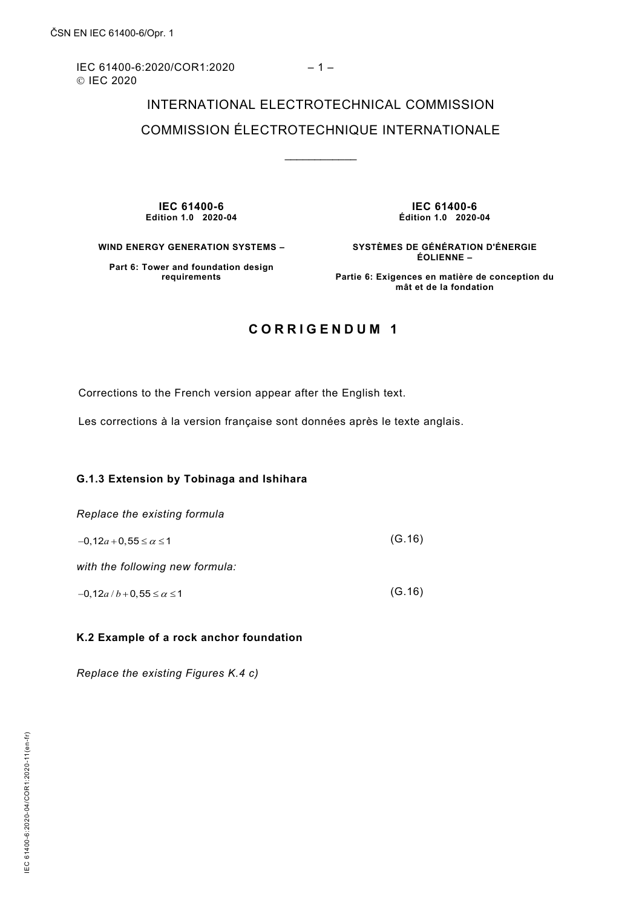INTERNATIONAL ELECTROTECHNICAL COMMISSION

COMMISSION ÉLECTROTECHNIQUE INTERNATIONALE

___________

| **IEC 61400-6** | **IEC 61400-6** |
|---|---|
| **Edition 1.0 2020-04** | **Édition 1.0 2020-04** |
| **WIND ENERGY GENERATION SYSTEMS –** | **SYSTÈMES DE GÉNÉRATION D'ÉNERGIE ÉOLIENNE –** |
| **Part 6: Tower and foundation design requirements** | **Partie 6: Exigences en matière de conception du mât et de la fondation** |

# C O R R I G E N D U M 1

Corrections to the French version appear after the English text.

Les corrections à la version française sont données après le texte anglais.

### G.1.3 Extension by Tobinaga and Ishihara

*Replace the existing formula*

$$-0{,}12a + 0{,}55 \le \alpha \le 1 \qquad \text{(G.16)}$$

*with the following new formula:*

$$-0{,}12a/b + 0{,}55 \le \alpha \le 1 \qquad \text{(G.16)}$$

### K.2 Example of a rock anchor foundation

*Replace the existing Figures K.4 c)*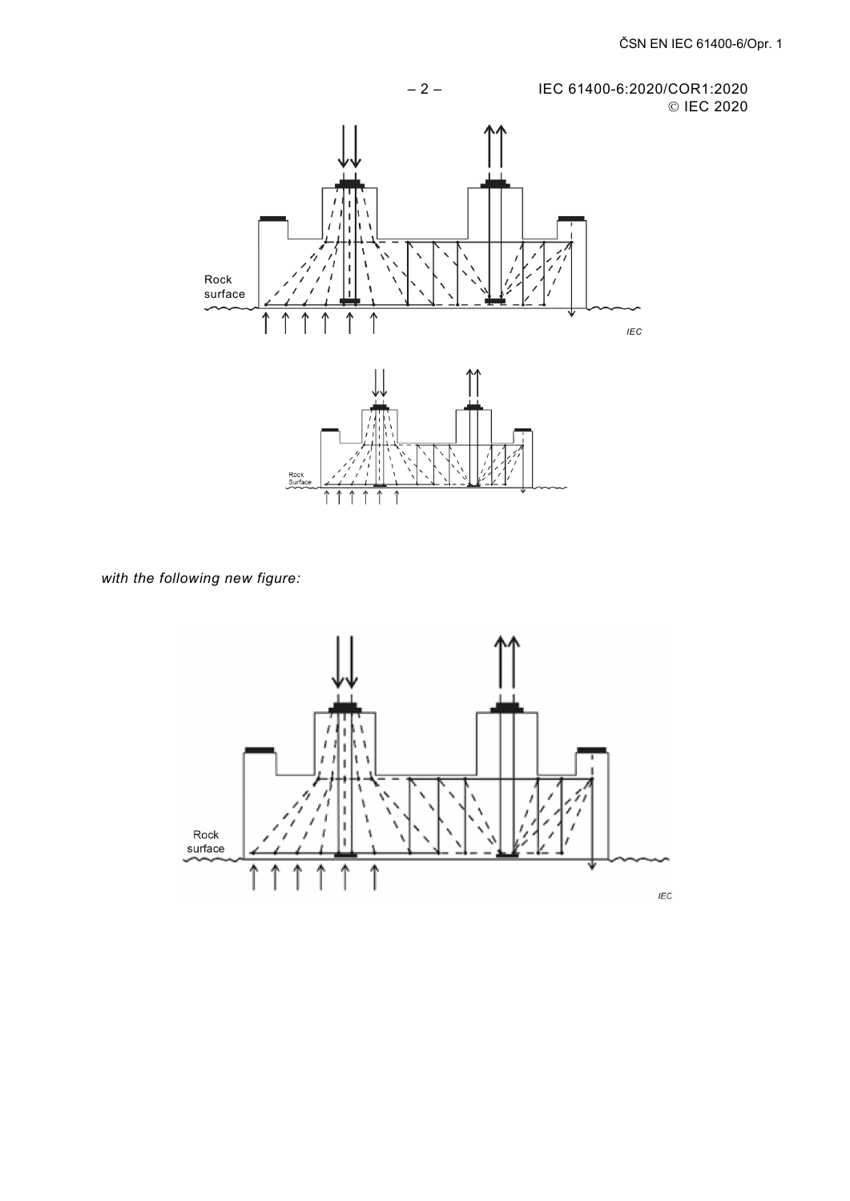with the following new figure: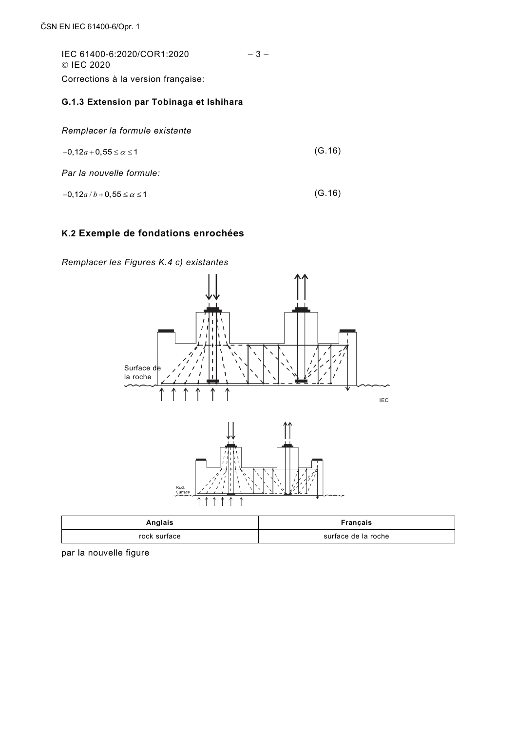IEC 61400-6:2020/COR1:2020
© IEC 2020

Corrections à la version française:

### G.1.3 Extension par Tobinaga et Ishihara

*Remplacer la formule existante*

$$-0{,}12a + 0{,}55 \leq \alpha \leq 1 \quad \text{(G.16)}$$

*Par la nouvelle formule:*

$$-0{,}12a / b + 0{,}55 \leq \alpha \leq 1 \quad \text{(G.16)}$$

## K.2 Exemple de fondations enrochées

*Remplacer les Figures K.4 c) existantes*

Surface de la roche

IEC

Rock Surface

| Anglais | Français |
|---|---|
| rock surface | surface de la roche |

par la nouvelle figure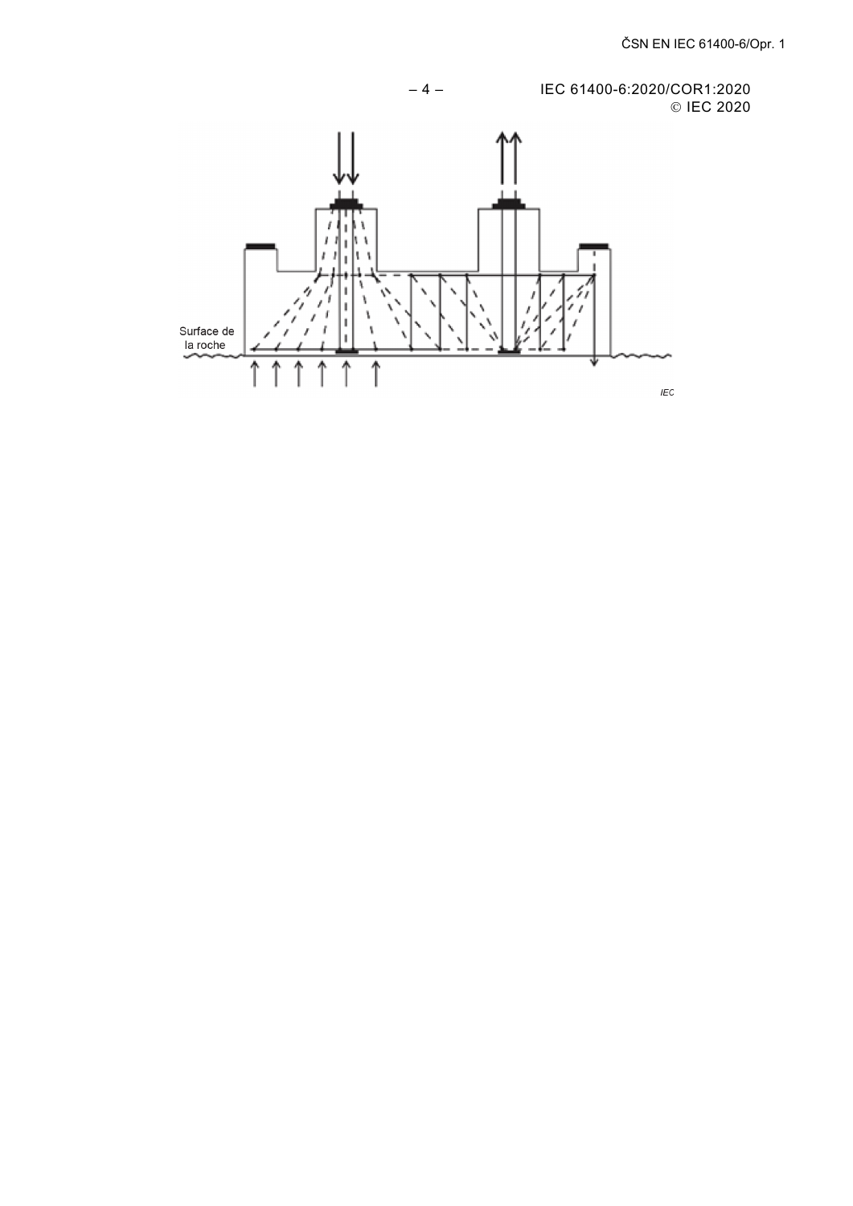Surface de la roche

IEC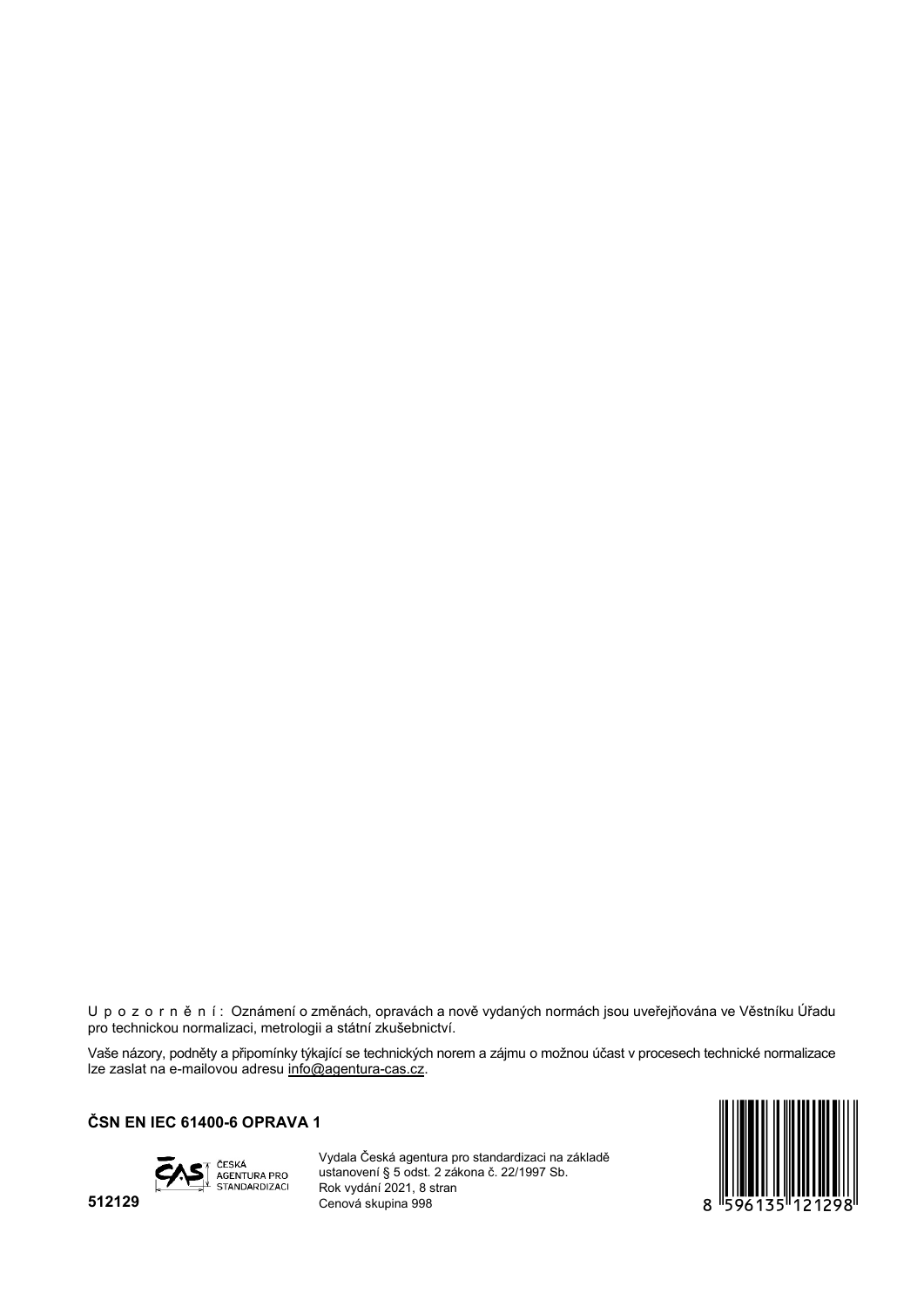U p o z o r n ě n í : Oznámení o změnách, opravách a nově vydaných normách jsou uveřejňována ve Věstníku Úřadu pro technickou normalizaci, metrologii a státní zkušebnictví.

Vaše názory, podněty a připomínky týkající se technických norem a zájmu o možnou účast v procesech technické normalizace lze zaslat na e-mailovou adresu info@agentura-cas.cz.

**ČSN EN IEC 61400-6 OPRAVA 1**

ČESKÁ AGENTURA PRO STANDARDIZACI

Vydala Česká agentura pro standardizaci na základě ustanovení § 5 odst. 2 zákona č. 22/1997 Sb.
Rok vydání 2021, 8 stran
Cenová skupina 998

**512129**

8 596135 121298